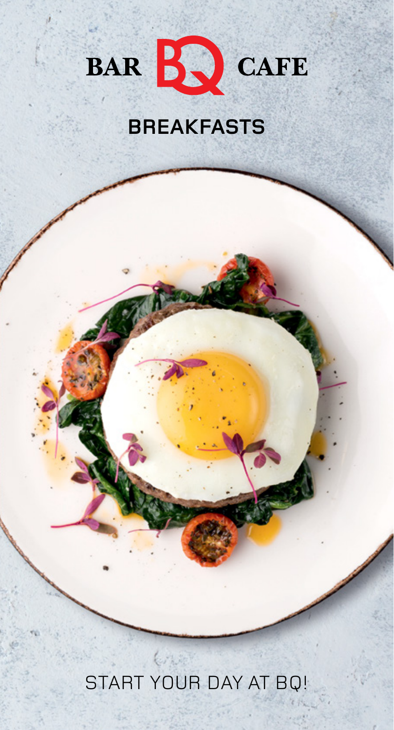# BAR BQ CAFE

## BREAKFASTS

START YOUR DAY AT BQ!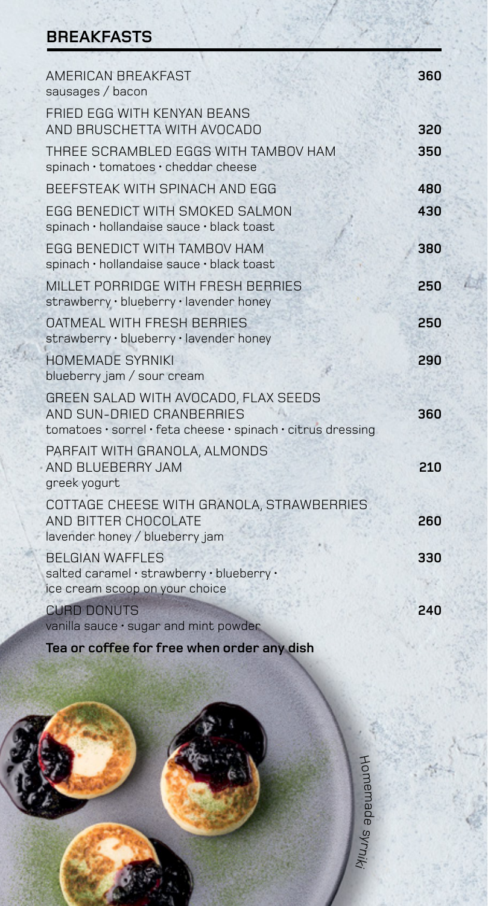## BREAKFASTS

| Dish | Price |
|---|---|
| AMERICAN BREAKFAST<br>sausages / bacon | **360** |
| FRIED EGG WITH KENYAN BEANS AND BRUSCHETTA WITH AVOCADO | **320** |
| THREE SCRAMBLED EGGS WITH TAMBOV HAM<br>spinach · tomatoes · cheddar cheese | **350** |
| BEEFSTEAK WITH SPINACH AND EGG | **480** |
| EGG BENEDICT WITH SMOKED SALMON<br>spinach · hollandaise sauce · black toast | **430** |
| EGG BENEDICT WITH TAMBOV HAM<br>spinach · hollandaise sauce · black toast | **380** |
| MILLET PORRIDGE WITH FRESH BERRIES<br>strawberry · blueberry · lavender honey | **250** |
| OATMEAL WITH FRESH BERRIES<br>strawberry · blueberry · lavender honey | **250** |
| HOMEMADE SYRNIKI<br>blueberry jam / sour cream | **290** |
| GREEN SALAD WITH AVOCADO, FLAX SEEDS AND SUN-DRIED CRANBERRIES<br>tomatoes · sorrel · feta cheese · spinach · citrus dressing | **360** |
| PARFAIT WITH GRANOLA, ALMONDS AND BLUEBERRY JAM<br>greek yogurt | **210** |
| COTTAGE CHEESE WITH GRANOLA, STRAWBERRIES AND BITTER CHOCOLATE<br>lavender honey / blueberry jam | **260** |
| BELGIAN WAFFLES<br>salted caramel · strawberry · blueberry · ice cream scoop on your choice | **330** |
| CURD DONUTS<br>vanilla sauce · sugar and mint powder | **240** |

**Tea or coffee for free when order any dish**

*Homemade syrniki*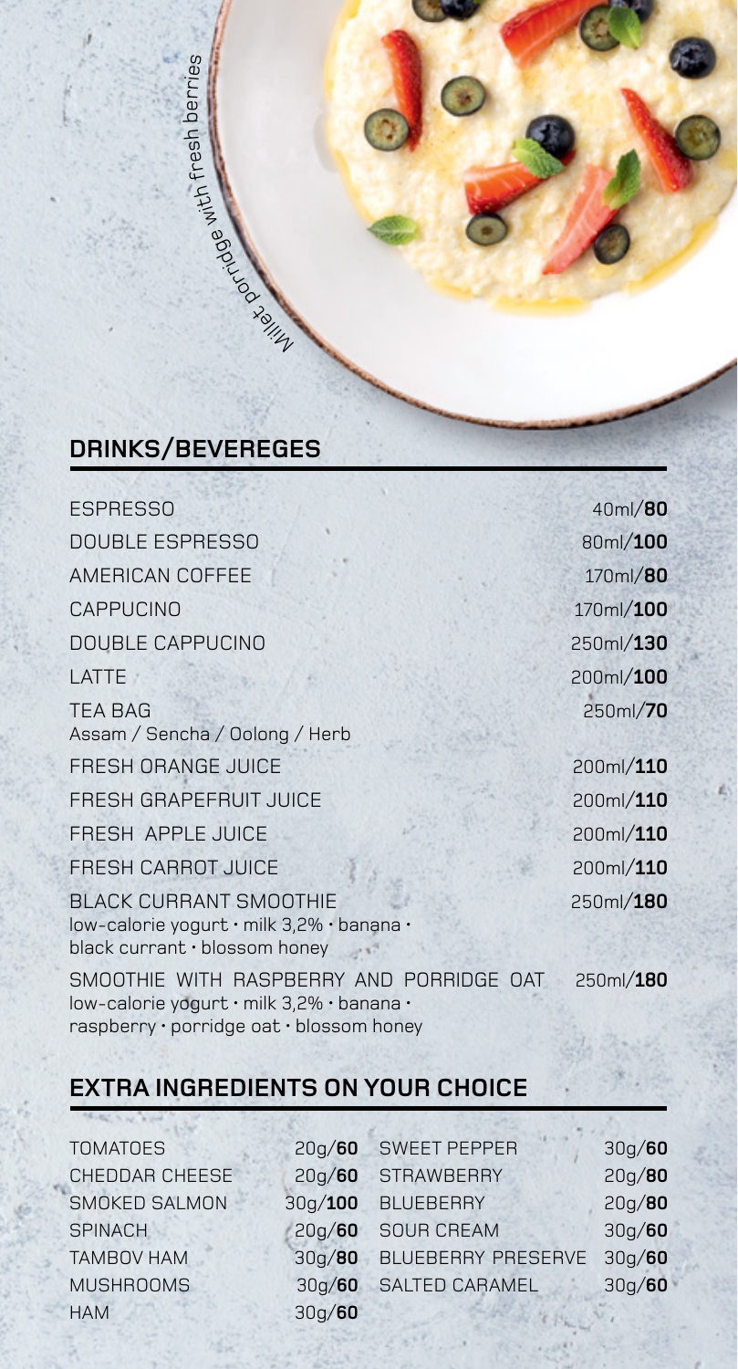Millet porridge with fresh berries

## DRINKS/BEVEREGES

| | |
|---|---|
| ESPRESSO | 40ml/**80** |
| DOUBLE ESPRESSO | 80ml/**100** |
| AMERICAN COFFEE | 170ml/**80** |
| CAPPUCINO | 170ml/**100** |
| DOUBLE CAPPUCINO | 250ml/**130** |
| LATTE | 200ml/**100** |
| TEA BAG<br>Assam / Sencha / Oolong / Herb | 250ml/**70** |
| FRESH ORANGE JUICE | 200ml/**110** |
| FRESH GRAPEFRUIT JUICE | 200ml/**110** |
| FRESH APPLE JUICE | 200ml/**110** |
| FRESH CARROT JUICE | 200ml/**110** |
| BLACK CURRANT SMOOTHIE<br>low-calorie yogurt · milk 3,2% · banana · black currant · blossom honey | 250ml/**180** |
| SMOOTHIE WITH RASPBERRY AND PORRIDGE OAT<br>low-calorie yogurt · milk 3,2% · banana · raspberry · porridge oat · blossom honey | 250ml/**180** |

## EXTRA INGREDIENTS ON YOUR CHOICE

| | | | |
|---|---|---|---|
| TOMATOES | 20g/**60** | SWEET PEPPER | 30g/**60** |
| CHEDDAR CHEESE | 20g/**60** | STRAWBERRY | 20g/**80** |
| SMOKED SALMON | 30g/**100** | BLUEBERRY | 20g/**80** |
| SPINACH | 20g/**60** | SOUR CREAM | 30g/**60** |
| TAMBOV HAM | 30g/**80** | BLUEBERRY PRESERVE | 30g/**60** |
| MUSHROOMS | 30g/**60** | SALTED CARAMEL | 30g/**60** |
| HAM | 30g/**60** | | |